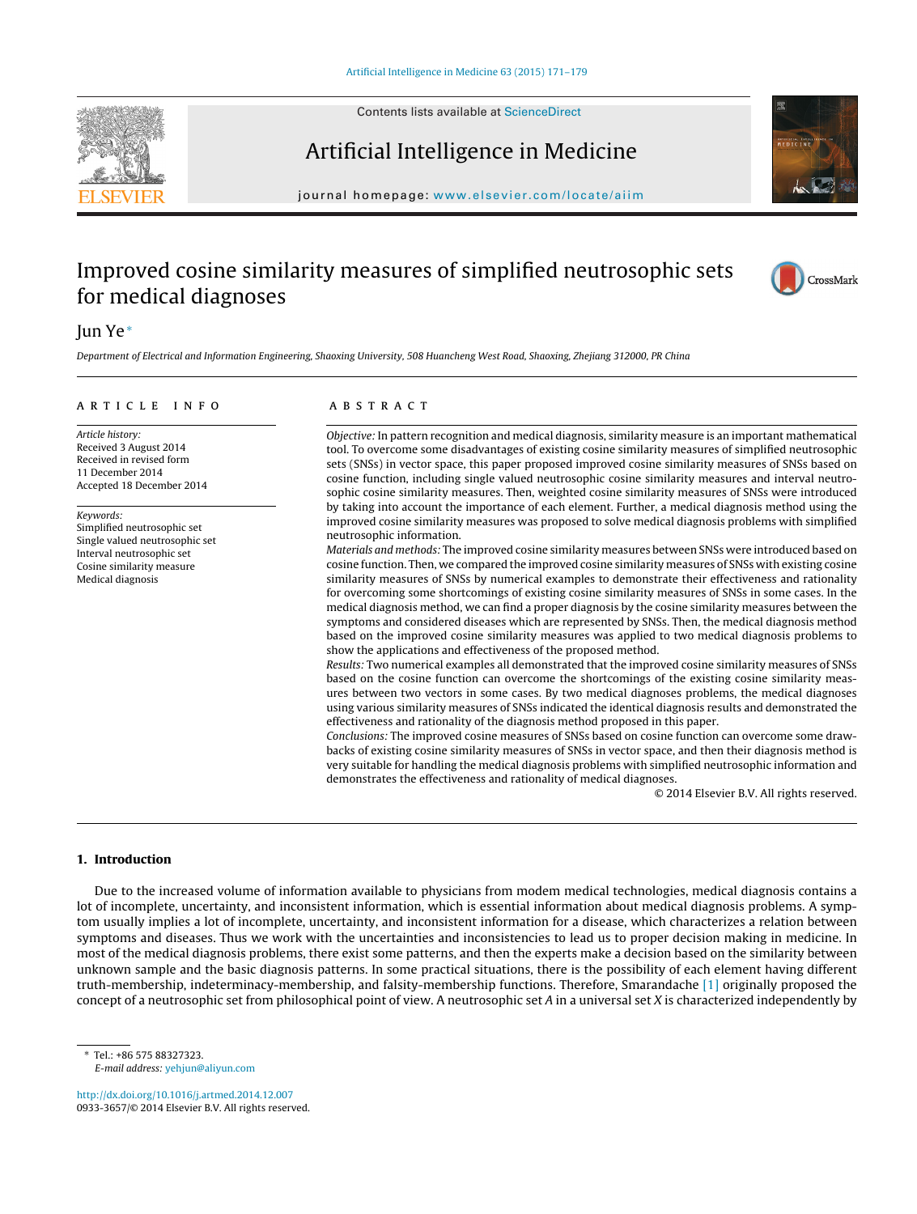# Improved cosine similarity measures of simplified neutrosophic sets for medical diagnoses

Jun Ye*

*Department of Electrical and Information Engineering, Shaoxing University, 508 Huancheng West Road, Shaoxing, Zhejiang 312000, PR China*

**ARTICLE INFO**

*Article history:*
Received 3 August 2014
Received in revised form
11 December 2014
Accepted 18 December 2014

*Keywords:*
Simplified neutrosophic set
Single valued neutrosophic set
Interval neutrosophic set
Cosine similarity measure
Medical diagnosis

**ABSTRACT**

*Objective:* In pattern recognition and medical diagnosis, similarity measure is an important mathematical tool. To overcome some disadvantages of existing cosine similarity measures of simplified neutrosophic sets (SNSs) in vector space, this paper proposed improved cosine similarity measures of SNSs based on cosine function, including single valued neutrosophic cosine similarity measures and interval neutrosophic cosine similarity measures. Then, weighted cosine similarity measures of SNSs were introduced by taking into account the importance of each element. Further, a medical diagnosis method using the improved cosine similarity measures was proposed to solve medical diagnosis problems with simplified neutrosophic information.

*Materials and methods:* The improved cosine similarity measures between SNSs were introduced based on cosine function. Then, we compared the improved cosine similarity measures of SNSs with existing cosine similarity measures of SNSs by numerical examples to demonstrate their effectiveness and rationality for overcoming some shortcomings of existing cosine similarity measures of SNSs in some cases. In the medical diagnosis method, we can find a proper diagnosis by the cosine similarity measures between the symptoms and considered diseases which are represented by SNSs. Then, the medical diagnosis method based on the improved cosine similarity measures was applied to two medical diagnosis problems to show the applications and effectiveness of the proposed method.

*Results:* Two numerical examples all demonstrated that the improved cosine similarity measures of SNSs based on the cosine function can overcome the shortcomings of the existing cosine similarity measures between two vectors in some cases. By two medical diagnoses problems, the medical diagnoses using various similarity measures of SNSs indicated the identical diagnosis results and demonstrated the effectiveness and rationality of the diagnosis method proposed in this paper.

*Conclusions:* The improved cosine measures of SNSs based on cosine function can overcome some drawbacks of existing cosine similarity measures of SNSs in vector space, and then their diagnosis method is very suitable for handling the medical diagnosis problems with simplified neutrosophic information and demonstrates the effectiveness and rationality of medical diagnoses.

© 2014 Elsevier B.V. All rights reserved.

## 1. Introduction

Due to the increased volume of information available to physicians from modem medical technologies, medical diagnosis contains a lot of incomplete, uncertainty, and inconsistent information, which is essential information about medical diagnosis problems. A symptom usually implies a lot of incomplete, uncertainty, and inconsistent information for a disease, which characterizes a relation between symptoms and diseases. Thus we work with the uncertainties and inconsistencies to lead us to proper decision making in medicine. In most of the medical diagnosis problems, there exist some patterns, and then the experts make a decision based on the similarity between unknown sample and the basic diagnosis patterns. In some practical situations, there is the possibility of each element having different truth-membership, indeterminacy-membership, and falsity-membership functions. Therefore, Smarandache [1] originally proposed the concept of a neutrosophic set from philosophical point of view. A neutrosophic set $A$ in a universal set $X$ is characterized independently by

* Tel.: +86 575 88327323.
*E-mail address:* yehjun@aliyun.com

http://dx.doi.org/10.1016/j.artmed.2014.12.007
0933-3657/© 2014 Elsevier B.V. All rights reserved.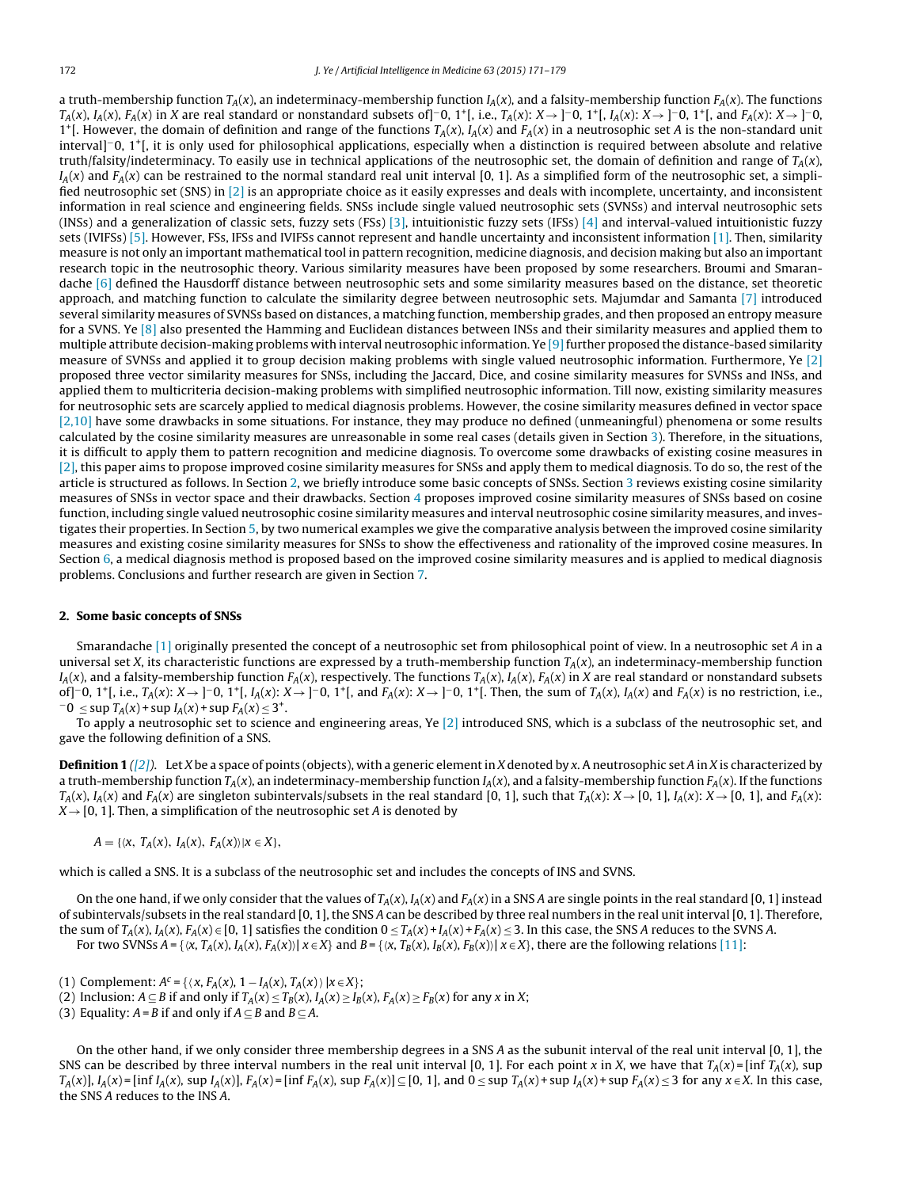a truth-membership function $T_A(x)$, an indeterminacy-membership function $I_A(x)$, and a falsity-membership function $F_A(x)$. The functions $T_A(x)$, $I_A(x)$, $F_A(x)$ in $X$ are real standard or nonstandard subsets of $]^-0, 1^+[$, i.e., $T_A(x)$: $X \to ]^-0, 1^+[$, $I_A(x)$: $X \to ]^-0, 1^+[$, and $F_A(x)$: $X \to ]^-0, 1^+[$. However, the domain of definition and range of the functions $T_A(x)$, $I_A(x)$ and $F_A(x)$ in a neutrosophic set $A$ is the non-standard unit interval $]^-0, 1^+[$, it is only used for philosophical applications, especially when a distinction is required between absolute and relative truth/falsity/indeterminacy. To easily use in technical applications of the neutrosophic set, the domain of definition and range of $T_A(x)$, $I_A(x)$ and $F_A(x)$ can be restrained to the normal standard real unit interval [0, 1]. As a simplified form of the neutrosophic set, a simplified neutrosophic set (SNS) in [2] is an appropriate choice as it easily expresses and deals with incomplete, uncertainty, and inconsistent information in real science and engineering fields. SNSs include single valued neutrosophic sets (SVNSs) and interval neutrosophic sets (INSs) and a generalization of classic sets, fuzzy sets (FSs) [3], intuitionistic fuzzy sets (IFSs) [4] and interval-valued intuitionistic fuzzy sets (IVIFSs) [5]. However, FSs, IFSs and IVIFSs cannot represent and handle uncertainty and inconsistent information [1]. Then, similarity measure is not only an important mathematical tool in pattern recognition, medicine diagnosis, and decision making but also an important research topic in the neutrosophic theory. Various similarity measures have been proposed by some researchers. Broumi and Smarandache [6] defined the Hausdorff distance between neutrosophic sets and some similarity measures based on the distance, set theoretic approach, and matching function to calculate the similarity degree between neutrosophic sets. Majumdar and Samanta [7] introduced several similarity measures of SVNSs based on distances, a matching function, membership grades, and then proposed an entropy measure for a SVNS. Ye [8] also presented the Hamming and Euclidean distances between INSs and their similarity measures and applied them to multiple attribute decision-making problems with interval neutrosophic information. Ye [9] further proposed the distance-based similarity measure of SVNSs and applied it to group decision making problems with single valued neutrosophic information. Furthermore, Ye [2] proposed three vector similarity measures for SNSs, including the Jaccard, Dice, and cosine similarity measures for SVNSs and INSs, and applied them to multicriteria decision-making problems with simplified neutrosophic information. Till now, existing similarity measures for neutrosophic sets are scarcely applied to medical diagnosis problems. However, the cosine similarity measures defined in vector space [2,10] have some drawbacks in some situations. For instance, they may produce no defined (unmeaningful) phenomena or some results calculated by the cosine similarity measures are unreasonable in some real cases (details given in Section 3). Therefore, in the situations, it is difficult to apply them to pattern recognition and medicine diagnosis. To overcome some drawbacks of existing cosine measures in [2], this paper aims to propose improved cosine similarity measures for SNSs and apply them to medical diagnosis. To do so, the rest of the article is structured as follows. In Section 2, we briefly introduce some basic concepts of SNSs. Section 3 reviews existing cosine similarity measures of SNSs in vector space and their drawbacks. Section 4 proposes improved cosine similarity measures of SNSs based on cosine function, including single valued neutrosophic cosine similarity measures and interval neutrosophic cosine similarity measures, and investigates their properties. In Section 5, by two numerical examples we give the comparative analysis between the improved cosine similarity measures and existing cosine similarity measures for SNSs to show the effectiveness and rationality of the improved cosine measures. In Section 6, a medical diagnosis method is proposed based on the improved cosine similarity measures and is applied to medical diagnosis problems. Conclusions and further research are given in Section 7.

## 2. Some basic concepts of SNSs

Smarandache [1] originally presented the concept of a neutrosophic set from philosophical point of view. In a neutrosophic set $A$ in a universal set $X$, its characteristic functions are expressed by a truth-membership function $T_A(x)$, an indeterminacy-membership function $I_A(x)$, and a falsity-membership function $F_A(x)$, respectively. The functions $T_A(x)$, $I_A(x)$, $F_A(x)$ in $X$ are real standard or nonstandard subsets of $]^-0, 1^+[$, i.e., $T_A(x)$: $X \to ]^-0, 1^+[$, $I_A(x)$: $X \to ]^-0, 1^+[$, and $F_A(x)$: $X \to ]^-0, 1^+[$. Then, the sum of $T_A(x)$, $I_A(x)$ and $F_A(x)$ is no restriction, i.e., $^-0 \le \sup T_A(x) + \sup I_A(x) + \sup F_A(x) \le 3^+$.

To apply a neutrosophic set to science and engineering areas, Ye [2] introduced SNS, which is a subclass of the neutrosophic set, and gave the following definition of a SNS.

**Definition 1** *([2])*. Let $X$ be a space of points (objects), with a generic element in $X$ denoted by $x$. A neutrosophic set $A$ in $X$ is characterized by a truth-membership function $T_A(x)$, an indeterminacy-membership function $I_A(x)$, and a falsity-membership function $F_A(x)$. If the functions $T_A(x)$, $I_A(x)$ and $F_A(x)$ are singleton subintervals/subsets in the real standard [0, 1], such that $T_A(x)$: $X \to [0, 1]$, $I_A(x)$: $X \to [0, 1]$, and $F_A(x)$: $X \to [0, 1]$. Then, a simplification of the neutrosophic set $A$ is denoted by

$$A = \{\langle x, T_A(x), I_A(x), F_A(x)\rangle | x \in X\},$$

which is called a SNS. It is a subclass of the neutrosophic set and includes the concepts of INS and SVNS.

On the one hand, if we only consider that the values of $T_A(x)$, $I_A(x)$ and $F_A(x)$ in a SNS $A$ are single points in the real standard [0, 1] instead of subintervals/subsets in the real standard [0, 1], the SNS $A$ can be described by three real numbers in the real unit interval [0, 1]. Therefore, the sum of $T_A(x)$, $I_A(x)$, $F_A(x) \in [0, 1]$ satisfies the condition $0 \le T_A(x) + I_A(x) + F_A(x) \le 3$. In this case, the SNS $A$ reduces to the SVNS $A$.

For two SVNSs $A = \{\langle x, T_A(x), I_A(x), F_A(x)\rangle | x \in X\}$ and $B = \{\langle x, T_B(x), I_B(x), F_B(x)\rangle | x \in X\}$, there are the following relations [11]:

(1) Complement: $A^c = \{\langle x, F_A(x), 1 - I_A(x), T_A(x)\rangle | x \in X\}$;
(2) Inclusion: $A \subseteq B$ if and only if $T_A(x) \le T_B(x)$, $I_A(x) \ge I_B(x)$, $F_A(x) \ge F_B(x)$ for any $x$ in $X$;
(3) Equality: $A = B$ if and only if $A \subseteq B$ and $B \subseteq A$.

On the other hand, if we only consider three membership degrees in a SNS $A$ as the subunit interval of the real unit interval [0, 1], the SNS can be described by three interval numbers in the real unit interval [0, 1]. For each point $x$ in $X$, we have that $T_A(x) = [\inf T_A(x), \sup T_A(x)]$, $I_A(x) = [\inf I_A(x), \sup I_A(x)]$, $F_A(x) = [\inf F_A(x), \sup F_A(x)] \subseteq [0, 1]$, and $0 \le \sup T_A(x) + \sup I_A(x) + \sup F_A(x) \le 3$ for any $x \in X$. In this case, the SNS $A$ reduces to the INS $A$.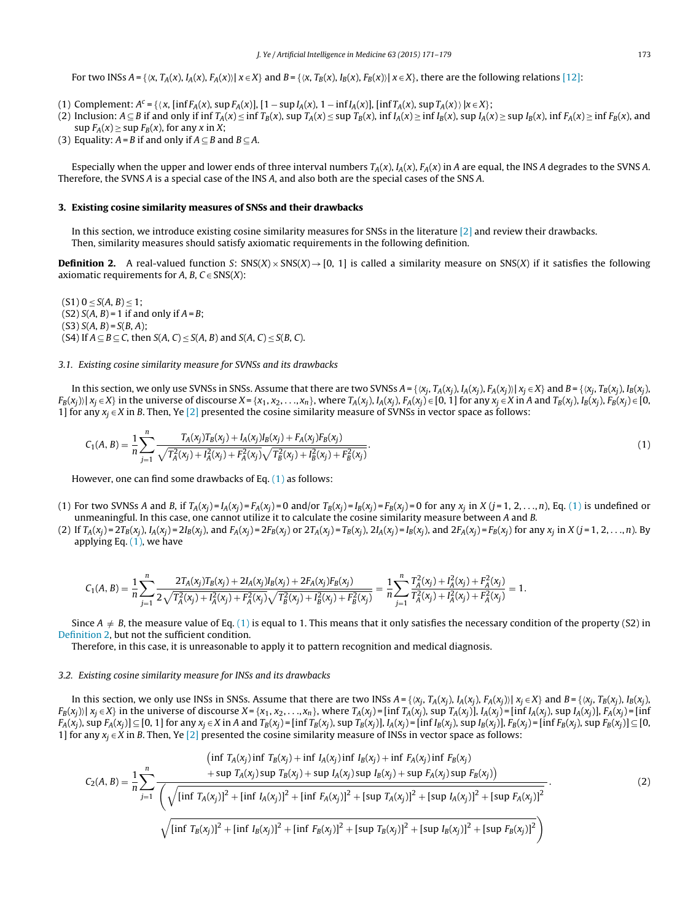For two INSs $A = \{\langle x, T_A(x), I_A(x), F_A(x)\rangle | x \in X\}$ and $B = \{\langle x, T_B(x), I_B(x), F_B(x)\rangle | x \in X\}$, there are the following relations [12]:

(1) Complement: $A^c = \{\langle x, [\inf F_A(x), \sup F_A(x)], [1 - \sup I_A(x), 1 - \inf I_A(x)], [\inf T_A(x), \sup T_A(x)\rangle | x \in X\}$;
(2) Inclusion: $A \subseteq B$ if and only if $\inf T_A(x) \leq \inf T_B(x)$, $\sup T_A(x) \leq \sup T_B(x)$, $\inf I_A(x) \geq \inf I_B(x)$, $\sup I_A(x) \geq \sup I_B(x)$, $\inf F_A(x) \geq \inf F_B(x)$, and $\sup F_A(x) \geq \sup F_B(x)$, for any $x$ in $X$;
(3) Equality: $A = B$ if and only if $A \subseteq B$ and $B \subseteq A$.

Especially when the upper and lower ends of three interval numbers $T_A(x)$, $I_A(x)$, $F_A(x)$ in $A$ are equal, the INS $A$ degrades to the SVNS $A$. Therefore, the SVNS $A$ is a special case of the INS $A$, and also both are the special cases of the SNS $A$.

## 3. Existing cosine similarity measures of SNSs and their drawbacks

In this section, we introduce existing cosine similarity measures for SNSs in the literature [2] and review their drawbacks.
Then, similarity measures should satisfy axiomatic requirements in the following definition.

**Definition 2.** A real-valued function $S$: SNS($X$) × SNS($X$) → [0, 1] is called a similarity measure on SNS($X$) if it satisfies the following axiomatic requirements for $A, B, C \in$ SNS($X$):

(S1) $0 \leq S(A, B) \leq 1$;
(S2) $S(A, B) = 1$ if and only if $A = B$;
(S3) $S(A, B) = S(B, A)$;
(S4) If $A \subseteq B \subseteq C$, then $S(A, C) \leq S(A, B)$ and $S(A, C) \leq S(B, C)$.

### 3.1. Existing cosine similarity measure for SVNSs and its drawbacks

In this section, we only use SVNSs in SNSs. Assume that there are two SVNSs $A = \{\langle x_j, T_A(x_j), I_A(x_j), F_A(x_j)\rangle | x_j \in X\}$ and $B = \{\langle x_j, T_B(x_j), I_B(x_j), F_B(x_j)\rangle | x_j \in X\}$ in the universe of discourse $X = \{x_1, x_2, \ldots, x_n\}$, where $T_A(x_j), I_A(x_j), F_A(x_j) \in [0, 1]$ for any $x_j \in X$ in $A$ and $T_B(x_j), I_B(x_j), F_B(x_j) \in [0, 1]$ for any $x_j \in X$ in $B$. Then, Ye [2] presented the cosine similarity measure of SVNSs in vector space as follows:

$$C_1(A, B) = \frac{1}{n}\sum_{j=1}^{n}\frac{T_A(x_j)T_B(x_j) + I_A(x_j)I_B(x_j) + F_A(x_j)F_B(x_j)}{\sqrt{T_A^2(x_j) + I_A^2(x_j) + F_A^2(x_j)}\sqrt{T_B^2(x_j) + I_B^2(x_j) + F_B^2(x_j)}}. \tag{1}$$

However, one can find some drawbacks of Eq. (1) as follows:

(1) For two SVNSs $A$ and $B$, if $T_A(x_j) = I_A(x_j) = F_A(x_j) = 0$ and/or $T_B(x_j) = I_B(x_j) = F_B(x_j) = 0$ for any $x_j$ in $X$ ($j = 1, 2, \ldots, n$), Eq. (1) is undefined or unmeaningful. In this case, one cannot utilize it to calculate the cosine similarity measure between $A$ and $B$.
(2) If $T_A(x_j) = 2T_B(x_j)$, $I_A(x_j) = 2I_B(x_j)$, and $F_A(x_j) = 2F_B(x_j)$ or $2T_A(x_j) = T_B(x_j)$, $2I_A(x_j) = I_B(x_j)$, and $2F_A(x_j) = F_B(x_j)$ for any $x_j$ in $X$ ($j = 1, 2, \ldots, n$). By applying Eq. (1), we have

$$C_1(A, B) = \frac{1}{n}\sum_{j=1}^{n}\frac{2T_A(x_j)T_B(x_j) + 2I_A(x_j)I_B(x_j) + 2F_A(x_j)F_B(x_j)}{2\sqrt{T_A^2(x_j) + I_A^2(x_j) + F_A^2(x_j)}\sqrt{T_B^2(x_j) + I_B^2(x_j) + F_B^2(x_j)}} = \frac{1}{n}\sum_{j=1}^{n}\frac{T_A^2(x_j) + I_A^2(x_j) + F_A^2(x_j)}{T_A^2(x_j) + I_A^2(x_j) + F_A^2(x_j)} = 1.$$

Since $A \neq B$, the measure value of Eq. (1) is equal to 1. This means that it only satisfies the necessary condition of the property (S2) in Definition 2, but not the sufficient condition.
Therefore, in this case, it is unreasonable to apply it to pattern recognition and medical diagnosis.

### 3.2. Existing cosine similarity measure for INSs and its drawbacks

In this section, we only use INSs in SNSs. Assume that there are two INSs $A = \{\langle x_j, T_A(x_j), I_A(x_j), F_A(x_j)\rangle | x_j \in X\}$ and $B = \{\langle x_j, T_B(x_j), I_B(x_j), F_B(x_j)\rangle | x_j \in X\}$ in the universe of discourse $X = \{x_1, x_2, \ldots, x_n\}$, where $T_A(x_j) = [\inf T_A(x_j), \sup T_A(x_j)]$, $I_A(x_j) = [\inf I_A(x_j), \sup I_A(x_j)]$, $F_A(x_j) = [\inf F_A(x_j), \sup F_A(x_j)] \subseteq [0, 1]$ for any $x_j \in X$ in $A$ and $T_B(x_j) = [\inf T_B(x_j), \sup T_B(x_j)]$, $I_A(x_j) = [\inf I_B(x_j), \sup I_B(x_j)]$, $F_B(x_j) = [\inf F_B(x_j), \sup F_B(x_j)] \subseteq [0, 1]$ for any $x_j \in X$ in $B$. Then, Ye [2] presented the cosine similarity measure of INSs in vector space as follows:

$$C_2(A, B) = \frac{1}{n}\sum_{j=1}^{n}\frac{\begin{pmatrix}\inf T_A(x_j)\inf T_B(x_j) + \inf I_A(x_j)\inf I_B(x_j) + \inf F_A(x_j)\inf F_B(x_j) \\ + \sup T_A(x_j)\sup T_B(x_j) + \sup I_A(x_j)\sup I_B(x_j) + \sup F_A(x_j)\sup F_B(x_j)\end{pmatrix}}{\begin{pmatrix}\sqrt{[\inf T_A(x_j)]^2 + [\inf I_A(x_j)]^2 + [\inf F_A(x_j)]^2 + [\sup T_A(x_j)]^2 + [\sup I_A(x_j)]^2 + [\sup F_A(x_j)]^2} \\ \sqrt{[\inf T_B(x_j)]^2 + [\inf I_B(x_j)]^2 + [\inf F_B(x_j)]^2 + [\sup T_B(x_j)]^2 + [\sup I_B(x_j)]^2 + [\sup F_B(x_j)]^2}\end{pmatrix}}. \tag{2}$$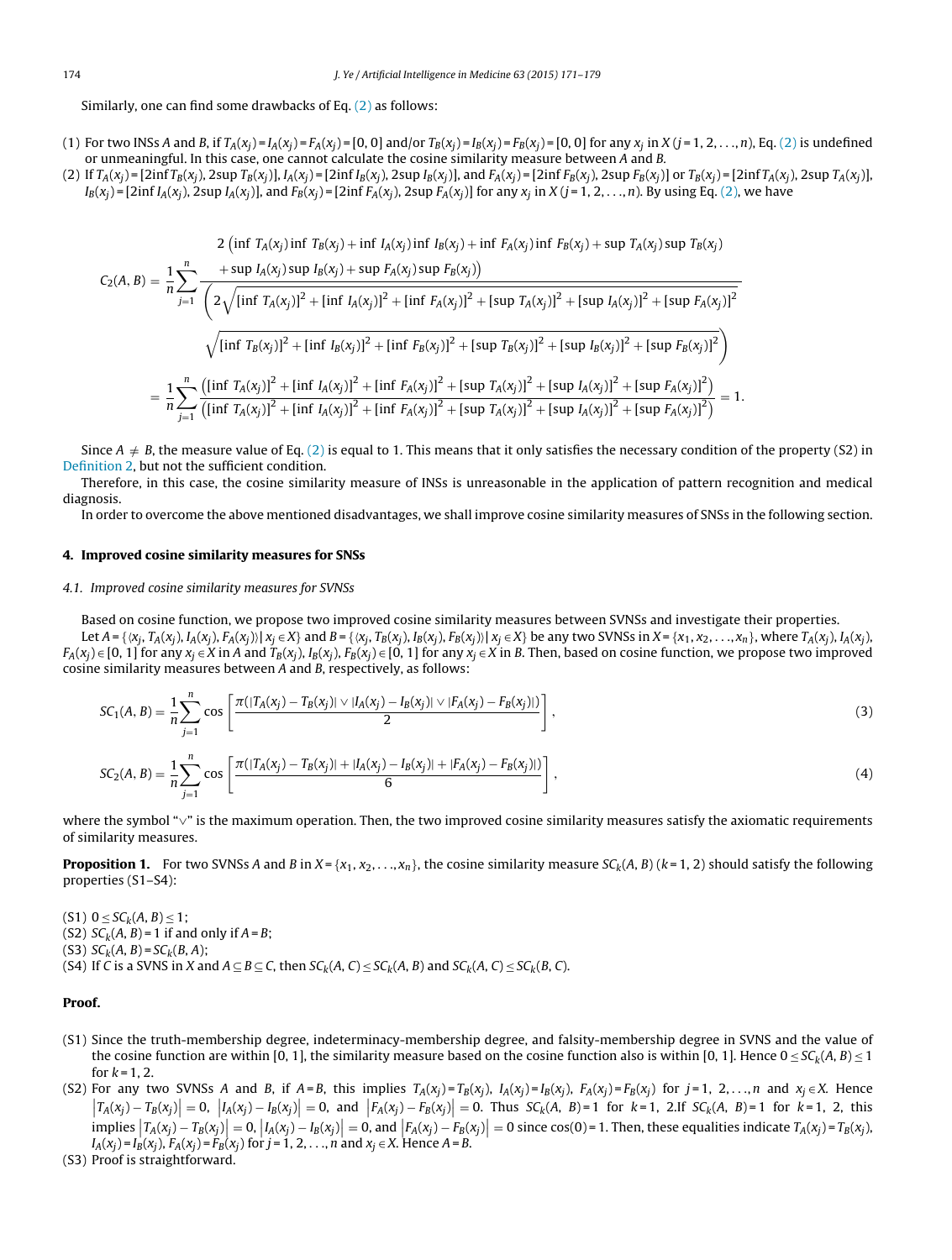Similarly, one can find some drawbacks of Eq. (2) as follows:

(1) For two INSs $A$ and $B$, if $T_A(x_j) = I_A(x_j) = F_A(x_j) = [0, 0]$ and/or $T_B(x_j) = I_B(x_j) = F_B(x_j) = [0, 0]$ for any $x_j$ in $X$ ($j = 1, 2, \ldots, n$), Eq. (2) is undefined or unmeaningful. In this case, one cannot calculate the cosine similarity measure between $A$ and $B$.
(2) If $T_A(x_j) = [2\inf T_B(x_j), 2\sup T_B(x_j)]$, $I_A(x_j) = [2\inf I_B(x_j), 2\sup I_B(x_j)]$, and $F_A(x_j) = [2\inf F_B(x_j), 2\sup F_B(x_j)]$ or $T_B(x_j) = [2\inf T_A(x_j), 2\sup T_A(x_j)]$, $I_B(x_j) = [2\inf I_A(x_j), 2\sup I_A(x_j)]$, and $F_B(x_j) = [2\inf F_A(x_j), 2\sup F_A(x_j)]$ for any $x_j$ in $X$ ($j = 1, 2, \ldots, n$). By using Eq. (2), we have

$$
\begin{aligned}
C_2(A,B) &= \frac{1}{n}\sum_{j=1}^{n} \frac{2\left(\begin{array}{l}\inf T_A(x_j)\inf T_B(x_j) + \inf I_A(x_j)\inf I_B(x_j) + \inf F_A(x_j)\inf F_B(x_j) + \sup T_A(x_j)\sup T_B(x_j)\\ + \sup I_A(x_j)\sup I_B(x_j) + \sup F_A(x_j)\sup F_B(x_j)\end{array}\right)}{\left(\begin{array}{l}2\sqrt{[\inf T_A(x_j)]^2 + [\inf I_A(x_j)]^2 + [\inf F_A(x_j)]^2 + [\sup T_A(x_j)]^2 + [\sup I_A(x_j)]^2 + [\sup F_A(x_j)]^2}\\ \sqrt{[\inf T_B(x_j)]^2 + [\inf I_B(x_j)]^2 + [\inf F_B(x_j)]^2 + [\sup T_B(x_j)]^2 + [\sup I_B(x_j)]^2 + [\sup F_B(x_j)]^2}\end{array}\right)} \\
&= \frac{1}{n}\sum_{j=1}^{n} \frac{\left([\inf T_A(x_j)]^2 + [\inf I_A(x_j)]^2 + [\inf F_A(x_j)]^2 + [\sup T_A(x_j)]^2 + [\sup I_A(x_j)]^2 + [\sup F_A(x_j)]^2\right)}{\left([\inf T_A(x_j)]^2 + [\inf I_A(x_j)]^2 + [\inf F_A(x_j)]^2 + [\sup T_A(x_j)]^2 + [\sup I_A(x_j)]^2 + [\sup F_A(x_j)]^2\right)} = 1.
\end{aligned}
$$

Since $A \neq B$, the measure value of Eq. (2) is equal to 1. This means that it only satisfies the necessary condition of the property (S2) in Definition 2, but not the sufficient condition.

Therefore, in this case, the cosine similarity measure of INSs is unreasonable in the application of pattern recognition and medical diagnosis.

In order to overcome the above mentioned disadvantages, we shall improve cosine similarity measures of SNSs in the following section.

## 4. Improved cosine similarity measures for SNSs

### 4.1. Improved cosine similarity measures for SVNSs

Based on cosine function, we propose two improved cosine similarity measures between SVNSs and investigate their properties.

Let $A = \{\langle x_j, T_A(x_j), I_A(x_j), F_A(x_j)\rangle \mid x_j \in X\}$ and $B = \{\langle x_j, T_B(x_j), I_B(x_j), F_B(x_j)\rangle \mid x_j \in X\}$ be any two SVNSs in $X = \{x_1, x_2, \ldots, x_n\}$, where $T_A(x_j)$, $I_A(x_j)$, $F_A(x_j) \in [0, 1]$ for any $x_j \in X$ in $A$ and $T_B(x_j)$, $I_B(x_j)$, $F_B(x_j) \in [0, 1]$ for any $x_j \in X$ in $B$. Then, based on cosine function, we propose two improved cosine similarity measures between $A$ and $B$, respectively, as follows:

$$
SC_1(A,B) = \frac{1}{n}\sum_{j=1}^{n} \cos\left[\frac{\pi\left(|T_A(x_j) - T_B(x_j)| \vee |I_A(x_j) - I_B(x_j)| \vee |F_A(x_j) - F_B(x_j)|\right)}{2}\right], \tag{3}
$$

$$
SC_2(A,B) = \frac{1}{n}\sum_{j=1}^{n} \cos\left[\frac{\pi\left(|T_A(x_j) - T_B(x_j)| + |I_A(x_j) - I_B(x_j)| + |F_A(x_j) - F_B(x_j)|\right)}{6}\right], \tag{4}
$$

where the symbol "$\vee$" is the maximum operation. Then, the two improved cosine similarity measures satisfy the axiomatic requirements of similarity measures.

**Proposition 1.** For two SVNSs $A$ and $B$ in $X = \{x_1, x_2, \ldots, x_n\}$, the cosine similarity measure $SC_k(A, B)$ ($k = 1, 2$) should satisfy the following properties (S1–S4):

(S1) $0 \leq SC_k(A, B) \leq 1$;
(S2) $SC_k(A, B) = 1$ if and only if $A = B$;
(S3) $SC_k(A, B) = SC_k(B, A)$;
(S4) If $C$ is a SVNS in $X$ and $A \subseteq B \subseteq C$, then $SC_k(A, C) \leq SC_k(A, B)$ and $SC_k(A, C) \leq SC_k(B, C)$.

**Proof.**

(S1) Since the truth-membership degree, indeterminacy-membership degree, and falsity-membership degree in SVNS and the value of the cosine function are within [0, 1], the similarity measure based on the cosine function also is within [0, 1]. Hence $0 \leq SC_k(A, B) \leq 1$ for $k = 1, 2$.
(S2) For any two SVNSs $A$ and $B$, if $A = B$, this implies $T_A(x_j) = T_B(x_j)$, $I_A(x_j) = I_B(x_j)$, $F_A(x_j) = F_B(x_j)$ for $j = 1, 2, \ldots, n$ and $x_j \in X$. Hence $|T_A(x_j) - T_B(x_j)| = 0$, $|I_A(x_j) - I_B(x_j)| = 0$, and $|F_A(x_j) - F_B(x_j)| = 0$. Thus $SC_k(A, B) = 1$ for $k = 1, 2$. If $SC_k(A, B) = 1$ for $k = 1, 2$, this implies $|T_A(x_j) - T_B(x_j)| = 0$, $|I_A(x_j) - I_B(x_j)| = 0$, and $|F_A(x_j) - F_B(x_j)| = 0$ since $\cos(0) = 1$. Then, these equalities indicate $T_A(x_j) = T_B(x_j)$, $I_A(x_j) = I_B(x_j)$, $F_A(x_j) = F_B(x_j)$ for $j = 1, 2, \ldots, n$ and $x_j \in X$. Hence $A = B$.
(S3) Proof is straightforward.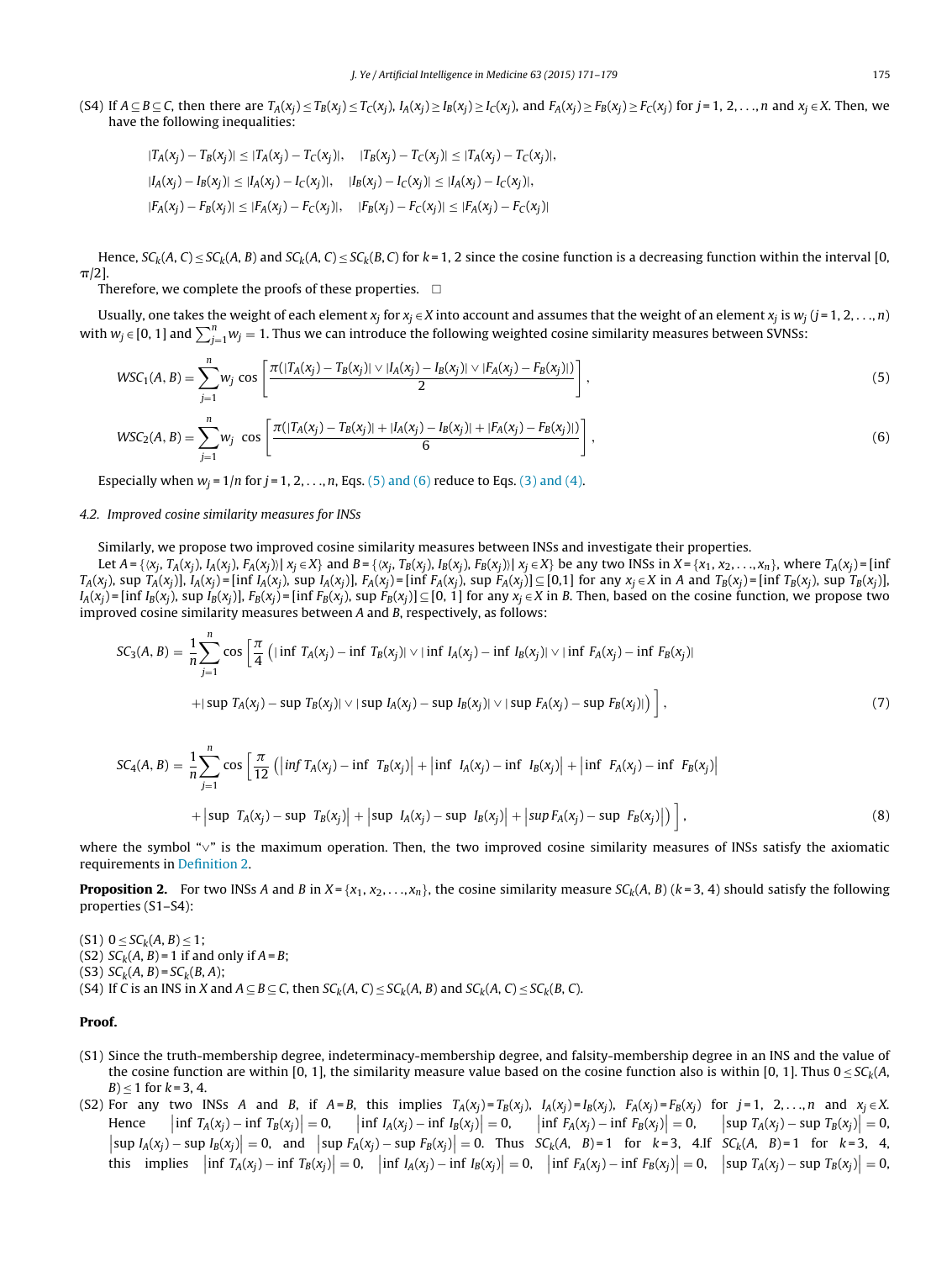(S4) If $A \subseteq B \subseteq C$, then there are $T_A(x_j) \le T_B(x_j) \le T_C(x_j)$, $I_A(x_j) \ge I_B(x_j) \ge I_C(x_j)$, and $F_A(x_j) \ge F_B(x_j) \ge F_C(x_j)$ for $j = 1, 2, \ldots, n$ and $x_j \in X$. Then, we have the following inequalities:

$$|T_A(x_j) - T_B(x_j)| \le |T_A(x_j) - T_C(x_j)|, \quad |T_B(x_j) - T_C(x_j)| \le |T_A(x_j) - T_C(x_j)|,$$

$$|I_A(x_j) - I_B(x_j)| \le |I_A(x_j) - I_C(x_j)|, \quad |I_B(x_j) - I_C(x_j)| \le |I_A(x_j) - I_C(x_j)|,$$

$$|F_A(x_j) - F_B(x_j)| \le |F_A(x_j) - F_C(x_j)|, \quad |F_B(x_j) - F_C(x_j)| \le |F_A(x_j) - F_C(x_j)|$$

Hence, $SC_k(A, C) \le SC_k(A, B)$ and $SC_k(A, C) \le SC_k(B, C)$ for $k = 1, 2$ since the cosine function is a decreasing function within the interval $[0, \pi/2]$.

Therefore, we complete the proofs of these properties. □

Usually, one takes the weight of each element $x_j$ for $x_j \in X$ into account and assumes that the weight of an element $x_j$ is $w_j$ ($j = 1, 2, \ldots, n$) with $w_j \in [0, 1]$ and $\sum_{j=1}^{n} w_j = 1$. Thus we can introduce the following weighted cosine similarity measures between SVNSs:

$$WSC_1(A, B) = \sum_{j=1}^{n} w_j \cos\left[\frac{\pi(|T_A(x_j) - T_B(x_j)| \vee |I_A(x_j) - I_B(x_j)| \vee |F_A(x_j) - F_B(x_j)|)}{2}\right], \tag{5}$$

$$WSC_2(A, B) = \sum_{j=1}^{n} w_j \cos\left[\frac{\pi(|T_A(x_j) - T_B(x_j)| + |I_A(x_j) - I_B(x_j)| + |F_A(x_j) - F_B(x_j)|)}{6}\right], \tag{6}$$

Especially when $w_j = 1/n$ for $j = 1, 2, \ldots, n$, Eqs. (5) and (6) reduce to Eqs. (3) and (4).

### 4.2. Improved cosine similarity measures for INSs

Similarly, we propose two improved cosine similarity measures between INSs and investigate their properties.

Let $A = \{\langle x_j, T_A(x_j), I_A(x_j), F_A(x_j)\rangle | x_j \in X\}$ and $B = \{\langle x_j, T_B(x_j), I_B(x_j), F_B(x_j)\rangle | x_j \in X\}$ be any two INSs in $X = \{x_1, x_2, \ldots, x_n\}$, where $T_A(x_j) = [\inf T_A(x_j), \sup T_A(x_j)]$, $I_A(x_j) = [\inf I_A(x_j), \sup I_A(x_j)]$, $F_A(x_j) = [\inf F_A(x_j), \sup F_A(x_j)] \subseteq [0,1]$ for any $x_j \in X$ in $A$ and $T_B(x_j) = [\inf T_B(x_j), \sup T_B(x_j)]$, $I_B(x_j) = [\inf I_B(x_j), \sup I_B(x_j)]$, $F_B(x_j) = [\inf F_B(x_j), \sup F_B(x_j)] \subseteq [0, 1]$ for any $x_j \in X$ in $B$. Then, based on the cosine function, we propose two improved cosine similarity measures between $A$ and $B$, respectively, as follows:

$$SC_3(A, B) = \frac{1}{n}\sum_{j=1}^{n} \cos\left[\frac{\pi}{4}\left(|\inf T_A(x_j) - \inf T_B(x_j)| \vee |\inf I_A(x_j) - \inf I_B(x_j)| \vee |\inf F_A(x_j) - \inf F_B(x_j)| \right.\right.$$
$$\left.\left. + |\sup T_A(x_j) - \sup T_B(x_j)| \vee |\sup I_A(x_j) - \sup I_B(x_j)| \vee |\sup F_A(x_j) - \sup F_B(x_j)|\right)\right], \tag{7}$$

$$SC_4(A, B) = \frac{1}{n}\sum_{j=1}^{n} \cos\left[\frac{\pi}{12}\left(\left|\inf T_A(x_j) - \inf T_B(x_j)\right| + \left|\inf I_A(x_j) - \inf I_B(x_j)\right| + \left|\inf F_A(x_j) - \inf F_B(x_j)\right| \right.\right.$$
$$\left.\left. + \left|\sup T_A(x_j) - \sup T_B(x_j)\right| + \left|\sup I_A(x_j) - \sup I_B(x_j)\right| + \left|\sup F_A(x_j) - \sup F_B(x_j)\right|\right)\right], \tag{8}$$

where the symbol "$\vee$" is the maximum operation. Then, the two improved cosine similarity measures of INSs satisfy the axiomatic requirements in Definition 2.

**Proposition 2.** For two INSs $A$ and $B$ in $X = \{x_1, x_2, \ldots, x_n\}$, the cosine similarity measure $SC_k(A, B)$ ($k = 3, 4$) should satisfy the following properties (S1–S4):

(S1) $0 \le SC_k(A, B) \le 1$;
(S2) $SC_k(A, B) = 1$ if and only if $A = B$;
(S3) $SC_k(A, B) = SC_k(B, A)$;
(S4) If $C$ is an INS in $X$ and $A \subseteq B \subseteq C$, then $SC_k(A, C) \le SC_k(A, B)$ and $SC_k(A, C) \le SC_k(B, C)$.

**Proof.**

(S1) Since the truth-membership degree, indeterminacy-membership degree, and falsity-membership degree in an INS and the value of the cosine function are within [0, 1], the similarity measure value based on the cosine function also is within [0, 1]. Thus $0 \le SC_k(A, B) \le 1$ for $k = 3, 4$.

(S2) For any two INSs $A$ and $B$, if $A = B$, this implies $T_A(x_j) = T_B(x_j)$, $I_A(x_j) = I_B(x_j)$, $F_A(x_j) = F_B(x_j)$ for $j = 1, 2, \ldots, n$ and $x_j \in X$. Hence $\left|\inf T_A(x_j) - \inf T_B(x_j)\right| = 0$, $\left|\inf I_A(x_j) - \inf I_B(x_j)\right| = 0$, $\left|\inf F_A(x_j) - \inf F_B(x_j)\right| = 0$, $\left|\sup T_A(x_j) - \sup T_B(x_j)\right| = 0$, $\left|\sup I_A(x_j) - \sup I_B(x_j)\right| = 0$, and $\left|\sup F_A(x_j) - \sup F_B(x_j)\right| = 0$. Thus $SC_k(A, B) = 1$ for $k = 3, 4$. If $SC_k(A, B) = 1$ for $k = 3, 4$, this implies $\left|\inf T_A(x_j) - \inf T_B(x_j)\right| = 0$, $\left|\inf I_A(x_j) - \inf I_B(x_j)\right| = 0$, $\left|\inf F_A(x_j) - \inf F_B(x_j)\right| = 0$, $\left|\sup T_A(x_j) - \sup T_B(x_j)\right| = 0$,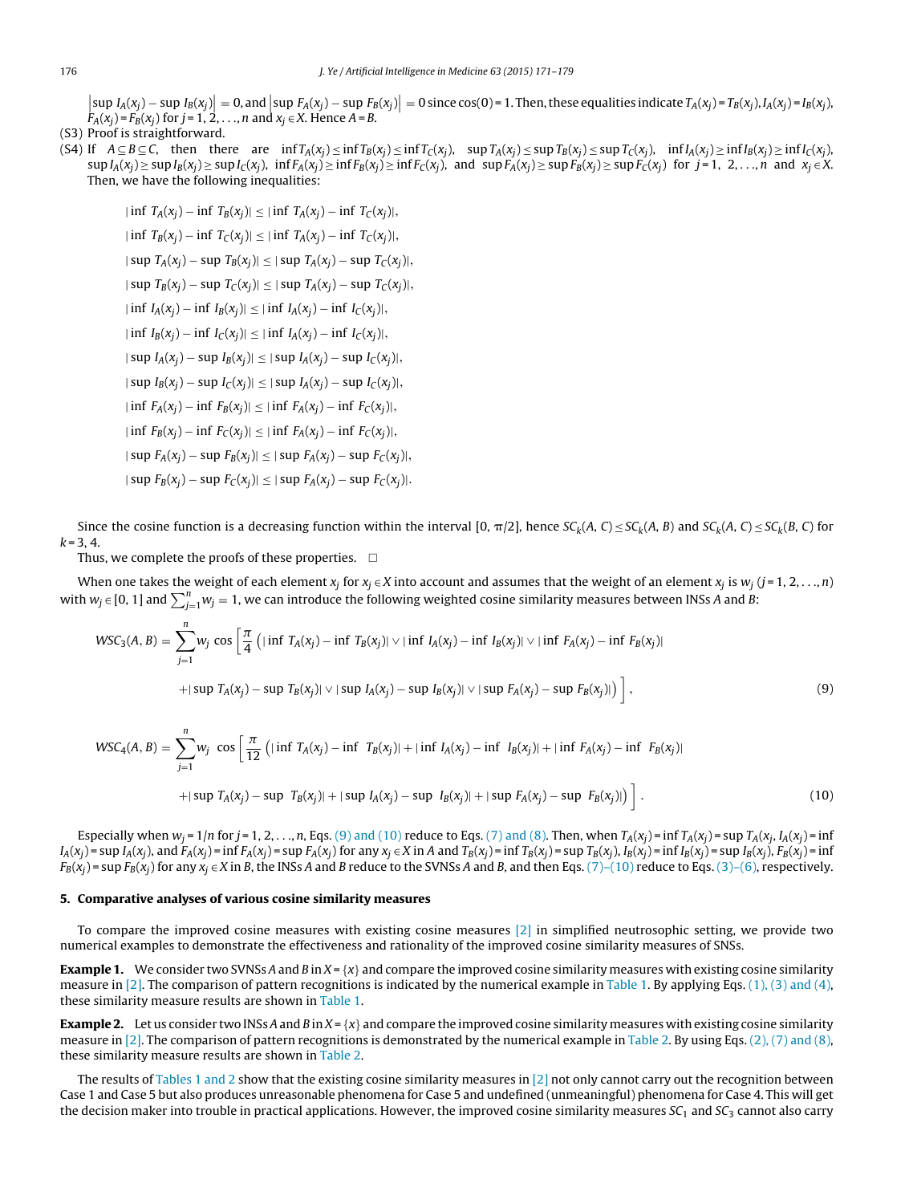$\left|\sup I_A(x_j) - \sup I_B(x_j)\right| = 0$, and $\left|\sup F_A(x_j) - \sup F_B(x_j)\right| = 0$ since $\cos(0) = 1$. Then, these equalities indicate $T_A(x_j) = T_B(x_j), I_A(x_j) = I_B(x_j)$, $F_A(x_j) = F_B(x_j)$ for $j = 1, 2, \ldots, n$ and $x_j \in X$. Hence $A = B$.

(S3) Proof is straightforward.

(S4) If $A \subseteq B \subseteq C$, then there are $\inf T_A(x_j) \le \inf T_B(x_j) \le \inf T_C(x_j)$, $\sup T_A(x_j) \le \sup T_B(x_j) \le \sup T_C(x_j)$, $\inf I_A(x_j) \ge \inf I_B(x_j) \ge \inf I_C(x_j)$, $\sup I_A(x_j) \ge \sup I_B(x_j) \ge \sup I_C(x_j)$, $\inf F_A(x_j) \ge \inf F_B(x_j) \ge \inf F_C(x_j)$, and $\sup F_A(x_j) \ge \sup F_B(x_j) \ge \sup F_C(x_j)$ for $j = 1, 2, \ldots, n$ and $x_j \in X$. Then, we have the following inequalities:

$$|\inf T_A(x_j) - \inf T_B(x_j)| \le |\inf T_A(x_j) - \inf T_C(x_j)|,$$

$$|\inf T_B(x_j) - \inf T_C(x_j)| \le |\inf T_A(x_j) - \inf T_C(x_j)|,$$

$$|\sup T_A(x_j) - \sup T_B(x_j)| \le |\sup T_A(x_j) - \sup T_C(x_j)|,$$

$$|\sup T_B(x_j) - \sup T_C(x_j)| \le |\sup T_A(x_j) - \sup T_C(x_j)|,$$

$$|\inf I_A(x_j) - \inf I_B(x_j)| \le |\inf I_A(x_j) - \inf I_C(x_j)|,$$

$$|\inf I_B(x_j) - \inf I_C(x_j)| \le |\inf I_A(x_j) - \inf I_C(x_j)|,$$

$$|\sup I_A(x_j) - \sup I_B(x_j)| \le |\sup I_A(x_j) - \sup I_C(x_j)|,$$

$$|\sup I_B(x_j) - \sup I_C(x_j)| \le |\sup I_A(x_j) - \sup I_C(x_j)|,$$

$$|\inf F_A(x_j) - \inf F_B(x_j)| \le |\inf F_A(x_j) - \inf F_C(x_j)|,$$

$$|\inf F_B(x_j) - \inf F_C(x_j)| \le |\inf F_A(x_j) - \inf F_C(x_j)|,$$

$$|\sup F_A(x_j) - \sup F_B(x_j)| \le |\sup F_A(x_j) - \sup F_C(x_j)|,$$

$$|\sup F_B(x_j) - \sup F_C(x_j)| \le |\sup F_A(x_j) - \sup F_C(x_j)|.$$

Since the cosine function is a decreasing function within the interval $[0, \pi/2]$, hence $SC_k(A, C) \le SC_k(A, B)$ and $SC_k(A, C) \le SC_k(B, C)$ for $k = 3, 4$.

Thus, we complete the proofs of these properties. □

When one takes the weight of each element $x_j$ for $x_j \in X$ into account and assumes that the weight of an element $x_j$ is $w_j$ ($j = 1, 2, \ldots, n$) with $w_j \in [0, 1]$ and $\sum_{j=1}^{n} w_j = 1$, we can introduce the following weighted cosine similarity measures between INSs $A$ and $B$:

$$WSC_3(A, B) = \sum_{j=1}^{n} w_j \cos\left[\frac{\pi}{4}\left(|\inf T_A(x_j) - \inf T_B(x_j)| \vee |\inf I_A(x_j) - \inf I_B(x_j)| \vee |\inf F_A(x_j) - \inf F_B(x_j)| + |\sup T_A(x_j) - \sup T_B(x_j)| \vee |\sup I_A(x_j) - \sup I_B(x_j)| \vee |\sup F_A(x_j) - \sup F_B(x_j)|\right)\right], \quad (9)$$

$$WSC_4(A, B) = \sum_{j=1}^{n} w_j \cos\left[\frac{\pi}{12}\left(|\inf T_A(x_j) - \inf T_B(x_j)| + |\inf I_A(x_j) - \inf I_B(x_j)| + |\inf F_A(x_j) - \inf F_B(x_j)| + |\sup T_A(x_j) - \sup T_B(x_j)| + |\sup I_A(x_j) - \sup I_B(x_j)| + |\sup F_A(x_j) - \sup F_B(x_j)|\right)\right]. \quad (10)$$

Especially when $w_j = 1/n$ for $j = 1, 2, \ldots, n$, Eqs. (9) and (10) reduce to Eqs. (7) and (8). Then, when $T_A(x_j) = \inf T_A(x_j) = \sup T_A(x_j)$, $I_A(x_j) = \inf I_A(x_j) = \sup I_A(x_j)$, and $F_A(x_j) = \inf F_A(x_j) = \sup F_A(x_j)$ for any $x_j \in X$ in $A$ and $T_B(x_j) = \inf T_B(x_j) = \sup T_B(x_j)$, $I_B(x_j) = \inf I_B(x_j) = \sup I_B(x_j)$, $F_B(x_j) = \inf F_B(x_j) = \sup F_B(x_j)$ for any $x_j \in X$ in $B$, the INSs $A$ and $B$ reduce to the SVNSs $A$ and $B$, and then Eqs. (7)–(10) reduce to Eqs. (3)–(6), respectively.

## 5. Comparative analyses of various cosine similarity measures

To compare the improved cosine measures with existing cosine measures [2] in simplified neutrosophic setting, we provide two numerical examples to demonstrate the effectiveness and rationality of the improved cosine similarity measures of SNSs.

**Example 1.** We consider two SVNSs $A$ and $B$ in $X = \{x\}$ and compare the improved cosine similarity measures with existing cosine similarity measure in [2]. The comparison of pattern recognitions is indicated by the numerical example in Table 1. By applying Eqs. (1), (3) and (4), these similarity measure results are shown in Table 1.

**Example 2.** Let us consider two INSs $A$ and $B$ in $X = \{x\}$ and compare the improved cosine similarity measures with existing cosine similarity measure in [2]. The comparison of pattern recognitions is demonstrated by the numerical example in Table 2. By using Eqs. (2), (7) and (8), these similarity measure results are shown in Table 2.

The results of Tables 1 and 2 show that the existing cosine similarity measures in [2] not only cannot carry out the recognition between Case 1 and Case 5 but also produces unreasonable phenomena for Case 5 and undefined (unmeaningful) phenomena for Case 4. This will get the decision maker into trouble in practical applications. However, the improved cosine similarity measures $SC_1$ and $SC_3$ cannot also carry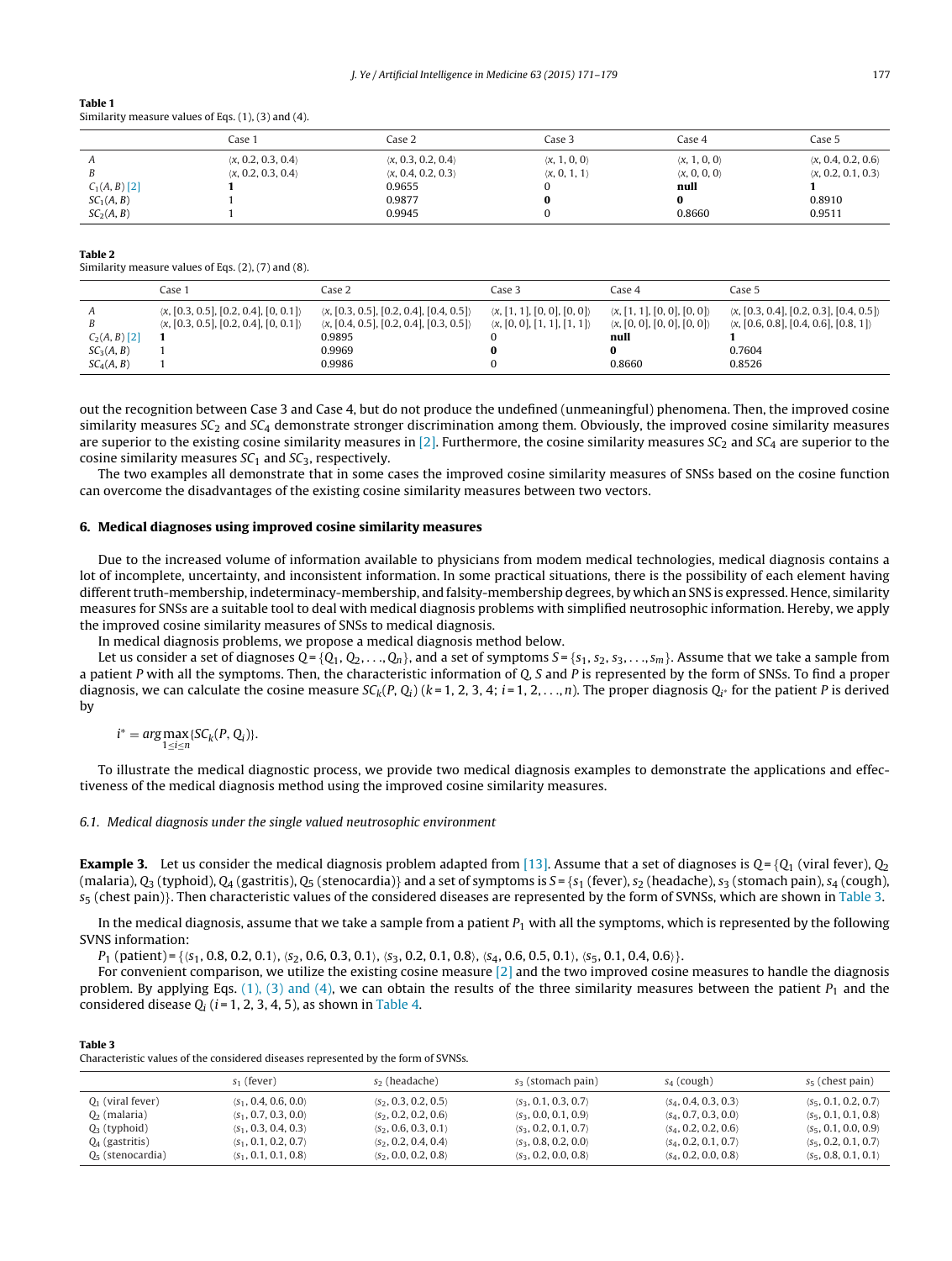**Table 1**
Similarity measure values of Eqs. (1), (3) and (4).

| | Case 1 | Case 2 | Case 3 | Case 4 | Case 5 |
|---|---|---|---|---|---|
| $A$ | $\langle x, 0.2, 0.3, 0.4\rangle$ | $\langle x, 0.3, 0.2, 0.4\rangle$ | $\langle x, 1, 0, 0\rangle$ | $\langle x, 1, 0, 0\rangle$ | $\langle x, 0.4, 0.2, 0.6\rangle$ |
| $B$ | $\langle x, 0.2, 0.3, 0.4\rangle$ | $\langle x, 0.4, 0.2, 0.3\rangle$ | $\langle x, 0, 1, 1\rangle$ | $\langle x, 0, 0, 0\rangle$ | $\langle x, 0.2, 0.1, 0.3\rangle$ |
| $C_1(A, B)$ [2] | **1** | 0.9655 | 0 | **null** | **1** |
| $SC_1(A, B)$ | 1 | 0.9877 | **0** | **0** | 0.8910 |
| $SC_2(A, B)$ | 1 | 0.9945 | 0 | 0.8660 | 0.9511 |

**Table 2**
Similarity measure values of Eqs. (2), (7) and (8).

| | Case 1 | Case 2 | Case 3 | Case 4 | Case 5 |
|---|---|---|---|---|---|
| $A$ | $\langle x, [0.3, 0.5], [0.2, 0.4], [0, 0.1]\rangle$ | $\langle x, [0.3, 0.5], [0.2, 0.4], [0.4, 0.5]\rangle$ | $\langle x, [1, 1], [0, 0], [0, 0]\rangle$ | $\langle x, [1, 1], [0, 0], [0, 0]\rangle$ | $\langle x, [0.3, 0.4], [0.2, 0.3], [0.4, 0.5]\rangle$ |
| $B$ | $\langle x, [0.3, 0.5], [0.2, 0.4], [0, 0.1]\rangle$ | $\langle x, [0.4, 0.5], [0.2, 0.4], [0.3, 0.5]\rangle$ | $\langle x, [0, 0], [1, 1], [1, 1]\rangle$ | $\langle x, [0, 0], [0, 0], [0, 0]\rangle$ | $\langle x, [0.6, 0.8], [0.4, 0.6], [0.8, 1]\rangle$ |
| $C_2(A, B)$ [2] | **1** | 0.9895 | 0 | **null** | **1** |
| $SC_3(A, B)$ | 1 | 0.9969 | **0** | **0** | 0.7604 |
| $SC_4(A, B)$ | 1 | 0.9986 | 0 | 0.8660 | 0.8526 |

out the recognition between Case 3 and Case 4, but do not produce the undefined (unmeaningful) phenomena. Then, the improved cosine similarity measures $SC_2$ and $SC_4$ demonstrate stronger discrimination among them. Obviously, the improved cosine similarity measures are superior to the existing cosine similarity measures in [2]. Furthermore, the cosine similarity measures $SC_2$ and $SC_4$ are superior to the cosine similarity measures $SC_1$ and $SC_3$, respectively.

The two examples all demonstrate that in some cases the improved cosine similarity measures of SNSs based on the cosine function can overcome the disadvantages of the existing cosine similarity measures between two vectors.

## 6. Medical diagnoses using improved cosine similarity measures

Due to the increased volume of information available to physicians from modem medical technologies, medical diagnosis contains a lot of incomplete, uncertainty, and inconsistent information. In some practical situations, there is the possibility of each element having different truth-membership, indeterminacy-membership, and falsity-membership degrees, by which an SNS is expressed. Hence, similarity measures for SNSs are a suitable tool to deal with medical diagnosis problems with simplified neutrosophic information. Hereby, we apply the improved cosine similarity measures of SNSs to medical diagnosis.

In medical diagnosis problems, we propose a medical diagnosis method below.

Let us consider a set of diagnoses $Q = \{Q_1, Q_2, \ldots, Q_n\}$, and a set of symptoms $S = \{s_1, s_2, s_3, \ldots, s_m\}$. Assume that we take a sample from a patient $P$ with all the symptoms. Then, the characteristic information of $Q$, $S$ and $P$ is represented by the form of SNSs. To find a proper diagnosis, we can calculate the cosine measure $SC_k(P, Q_i)$ ($k = 1, 2, 3, 4$; $i = 1, 2, \ldots, n$). The proper diagnosis $Q_{i^*}$ for the patient $P$ is derived by

$$i^* = \arg\max_{1 \le i \le n}\{SC_k(P, Q_i)\}.$$

To illustrate the medical diagnostic process, we provide two medical diagnosis examples to demonstrate the applications and effectiveness of the medical diagnosis method using the improved cosine similarity measures.

### 6.1. Medical diagnosis under the single valued neutrosophic environment

**Example 3.** Let us consider the medical diagnosis problem adapted from [13]. Assume that a set of diagnoses is $Q = \{Q_1$ (viral fever), $Q_2$ (malaria), $Q_3$ (typhoid), $Q_4$ (gastritis), $Q_5$ (stenocardia)$\}$ and a set of symptoms is $S = \{s_1$ (fever), $s_2$ (headache), $s_3$ (stomach pain), $s_4$ (cough), $s_5$ (chest pain)$\}$. Then characteristic values of the considered diseases are represented by the form of SVNSs, which are shown in Table 3.

In the medical diagnosis, assume that we take a sample from a patient $P_1$ with all the symptoms, which is represented by the following SVNS information:

$P_1$ (patient) = $\{\langle s_1, 0.8, 0.2, 0.1\rangle, \langle s_2, 0.6, 0.3, 0.1\rangle, \langle s_3, 0.2, 0.1, 0.8\rangle, \langle s_4, 0.6, 0.5, 0.1\rangle, \langle s_5, 0.1, 0.4, 0.6\rangle\}$.

For convenient comparison, we utilize the existing cosine measure [2] and the two improved cosine measures to handle the diagnosis problem. By applying Eqs. (1), (3) and (4), we can obtain the results of the three similarity measures between the patient $P_1$ and the considered disease $Q_i$ ($i = 1, 2, 3, 4, 5$), as shown in Table 4.

**Table 3**
Characteristic values of the considered diseases represented by the form of SVNSs.

| | $s_1$ (fever) | $s_2$ (headache) | $s_3$ (stomach pain) | $s_4$ (cough) | $s_5$ (chest pain) |
|---|---|---|---|---|---|
| $Q_1$ (viral fever) | $\langle s_1, 0.4, 0.6, 0.0\rangle$ | $\langle s_2, 0.3, 0.2, 0.5\rangle$ | $\langle s_3, 0.1, 0.3, 0.7\rangle$ | $\langle s_4, 0.4, 0.3, 0.3\rangle$ | $\langle s_5, 0.1, 0.2, 0.7\rangle$ |
| $Q_2$ (malaria) | $\langle s_1, 0.7, 0.3, 0.0\rangle$ | $\langle s_2, 0.2, 0.2, 0.6\rangle$ | $\langle s_3, 0.0, 0.1, 0.9\rangle$ | $\langle s_4, 0.7, 0.3, 0.0\rangle$ | $\langle s_5, 0.1, 0.1, 0.8\rangle$ |
| $Q_3$ (typhoid) | $\langle s_1, 0.3, 0.4, 0.3\rangle$ | $\langle s_2, 0.6, 0.3, 0.1\rangle$ | $\langle s_3, 0.2, 0.1, 0.7\rangle$ | $\langle s_4, 0.2, 0.2, 0.6\rangle$ | $\langle s_5, 0.1, 0.0, 0.9\rangle$ |
| $Q_4$ (gastritis) | $\langle s_1, 0.1, 0.2, 0.7\rangle$ | $\langle s_2, 0.2, 0.4, 0.4\rangle$ | $\langle s_3, 0.8, 0.2, 0.0\rangle$ | $\langle s_4, 0.2, 0.1, 0.7\rangle$ | $\langle s_5, 0.2, 0.1, 0.7\rangle$ |
| $Q_5$ (stenocardia) | $\langle s_1, 0.1, 0.1, 0.8\rangle$ | $\langle s_2, 0.0, 0.2, 0.8\rangle$ | $\langle s_3, 0.2, 0.0, 0.8\rangle$ | $\langle s_4, 0.2, 0.0, 0.8\rangle$ | $\langle s_5, 0.8, 0.1, 0.1\rangle$ |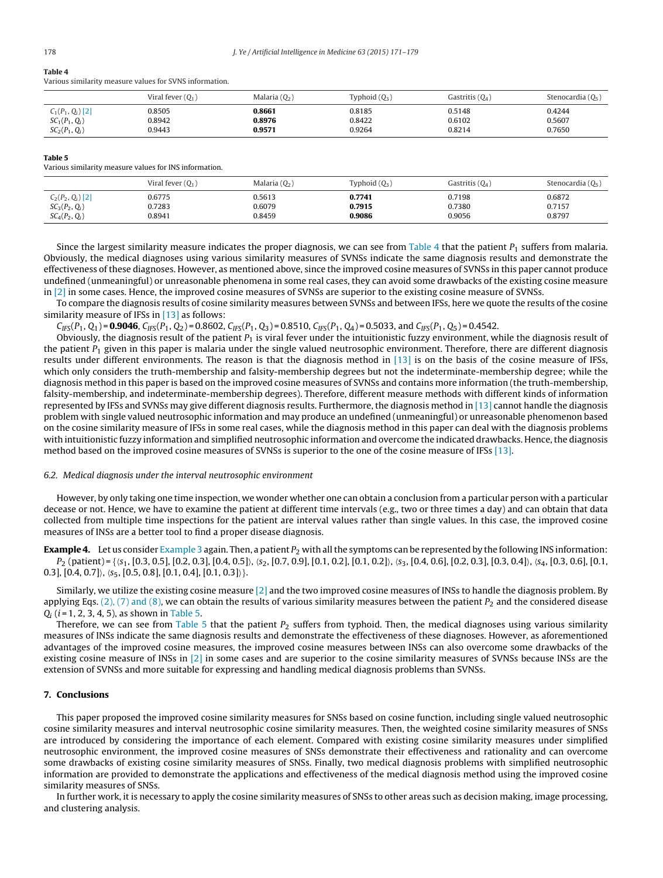**Table 4**
Various similarity measure values for SVNS information.

| | Viral fever ($Q_1$) | Malaria ($Q_2$) | Typhoid ($Q_3$) | Gastritis ($Q_4$) | Stenocardia ($Q_5$) |
|---|---|---|---|---|---|
| $C_1(P_1, Q_i)$ [2] | 0.8505 | **0.8661** | 0.8185 | 0.5148 | 0.4244 |
| $SC_1(P_1, Q_i)$ | 0.8942 | **0.8976** | 0.8422 | 0.6102 | 0.5607 |
| $SC_2(P_1, Q_i)$ | 0.9443 | **0.9571** | 0.9264 | 0.8214 | 0.7650 |

**Table 5**
Various similarity measure values for INS information.

| | Viral fever ($Q_1$) | Malaria ($Q_2$) | Typhoid ($Q_3$) | Gastritis ($Q_4$) | Stenocardia ($Q_5$) |
|---|---|---|---|---|---|
| $C_2(P_2, Q_i)$ [2] | 0.6775 | 0.5613 | **0.7741** | 0.7198 | 0.6872 |
| $SC_3(P_2, Q_i)$ | 0.7283 | 0.6079 | **0.7915** | 0.7380 | 0.7157 |
| $SC_4(P_2, Q_i)$ | 0.8941 | 0.8459 | **0.9086** | 0.9056 | 0.8797 |

Since the largest similarity measure indicates the proper diagnosis, we can see from Table 4 that the patient $P_1$ suffers from malaria. Obviously, the medical diagnoses using various similarity measures of SVNSs indicate the same diagnosis results and demonstrate the effectiveness of these diagnoses. However, as mentioned above, since the improved cosine measures of SVNSs in this paper cannot produce undefined (unmeaningful) or unreasonable phenomena in some real cases, they can avoid some drawbacks of the existing cosine measure in [2] in some cases. Hence, the improved cosine measures of SVNSs are superior to the existing cosine measure of SVNSs.

To compare the diagnosis results of cosine similarity measures between SVNSs and between IFSs, here we quote the results of the cosine similarity measure of IFSs in [13] as follows:

$C_{IFS}(P_1, Q_1) = \mathbf{0.9046}$, $C_{IFS}(P_1, Q_2) = 0.8602$, $C_{IFS}(P_1, Q_3) = 0.8510$, $C_{IFS}(P_1, Q_4) = 0.5033$, and $C_{IFS}(P_1, Q_5) = 0.4542$.

Obviously, the diagnosis result of the patient $P_1$ is viral fever under the intuitionistic fuzzy environment, while the diagnosis result of the patient $P_1$ given in this paper is malaria under the single valued neutrosophic environment. Therefore, there are different diagnosis results under different environments. The reason is that the diagnosis method in [13] is on the basis of the cosine measure of IFSs, which only considers the truth-membership and falsity-membership degrees but not the indeterminate-membership degree; while the diagnosis method in this paper is based on the improved cosine measures of SVNSs and contains more information (the truth-membership, falsity-membership, and indeterminate-membership degrees). Therefore, different measure methods with different kinds of information represented by IFSs and SVNSs may give different diagnosis results. Furthermore, the diagnosis method in [13] cannot handle the diagnosis problem with single valued neutrosophic information and may produce an undefined (unmeaningful) or unreasonable phenomenon based on the cosine similarity measure of IFSs in some real cases, while the diagnosis method in this paper can deal with the diagnosis problems with intuitionistic fuzzy information and simplified neutrosophic information and overcome the indicated drawbacks. Hence, the diagnosis method based on the improved cosine measures of SVNSs is superior to the one of the cosine measure of IFSs [13].

### 6.2. Medical diagnosis under the interval neutrosophic environment

However, by only taking one time inspection, we wonder whether one can obtain a conclusion from a particular person with a particular decease or not. Hence, we have to examine the patient at different time intervals (e.g., two or three times a day) and can obtain that data collected from multiple time inspections for the patient are interval values rather than single values. In this case, the improved cosine measures of INSs are a better tool to find a proper disease diagnosis.

**Example 4.** Let us consider Example 3 again. Then, a patient $P_2$ with all the symptoms can be represented by the following INS information:
$P_2$ (patient) = {⟨$s_1$, [0.3, 0.5], [0.2, 0.3], [0.4, 0.5]⟩, ⟨$s_2$, [0.7, 0.9], [0.1, 0.2], [0.1, 0.2]⟩, ⟨$s_3$, [0.4, 0.6], [0.2, 0.3], [0.3, 0.4]⟩, ⟨$s_4$, [0.3, 0.6], [0.1, 0.3], [0.4, 0.7]⟩, ⟨$s_5$, [0.5, 0.8], [0.1, 0.4], [0.1, 0.3]⟩}.

Similarly, we utilize the existing cosine measure [2] and the two improved cosine measures of INSs to handle the diagnosis problem. By applying Eqs. (2), (7) and (8), we can obtain the results of various similarity measures between the patient $P_2$ and the considered disease $Q_i$ ($i$ = 1, 2, 3, 4, 5), as shown in Table 5.

Therefore, we can see from Table 5 that the patient $P_2$ suffers from typhoid. Then, the medical diagnoses using various similarity measures of INSs indicate the same diagnosis results and demonstrate the effectiveness of these diagnoses. However, as aforementioned advantages of the improved cosine measures, the improved cosine measures between INSs can also overcome some drawbacks of the existing cosine measure of INSs in [2] in some cases and are superior to the cosine similarity measures of SVNSs because INSs are the extension of SVNSs and more suitable for expressing and handling medical diagnosis problems than SVNSs.

## 7. Conclusions

This paper proposed the improved cosine similarity measures for SNSs based on cosine function, including single valued neutrosophic cosine similarity measures and interval neutrosophic cosine similarity measures. Then, the weighted cosine similarity measures of SNSs are introduced by considering the importance of each element. Compared with existing cosine similarity measures under simplified neutrosophic environment, the improved cosine measures of SNSs demonstrate their effectiveness and rationality and can overcome some drawbacks of existing cosine similarity measures of SNSs. Finally, two medical diagnosis problems with simplified neutrosophic information are provided to demonstrate the applications and effectiveness of the medical diagnosis method using the improved cosine similarity measures of SNSs.

In further work, it is necessary to apply the cosine similarity measures of SNSs to other areas such as decision making, image processing, and clustering analysis.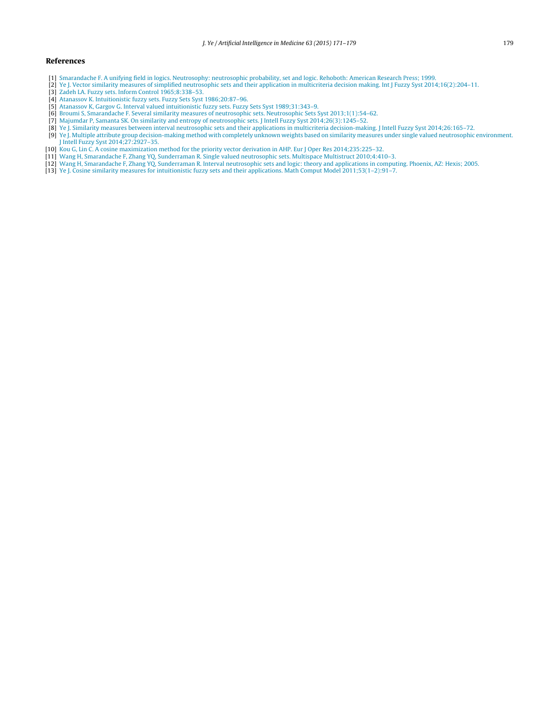## References

[1] Smarandache F. A unifying field in logics. Neutrosophy: neutrosophic probability, set and logic. Rehoboth: American Research Press; 1999.

[2] Ye J. Vector similarity measures of simplified neutrosophic sets and their application in multicriteria decision making. Int J Fuzzy Syst 2014;16(2):204–11.

[3] Zadeh LA. Fuzzy sets. Inform Control 1965;8:338–53.

[4] Atanassov K. Intuitionistic fuzzy sets. Fuzzy Sets Syst 1986;20:87–96.

[5] Atanassov K, Gargov G. Interval valued intuitionistic fuzzy sets. Fuzzy Sets Syst 1989;31:343–9.

[6] Broumi S, Smarandache F. Several similarity measures of neutrosophic sets. Neutrosophic Sets Syst 2013;1(1):54–62.

[7] Majumdar P, Samanta SK. On similarity and entropy of neutrosophic sets. J Intell Fuzzy Syst 2014;26(3):1245–52.

[8] Ye J. Similarity measures between interval neutrosophic sets and their applications in multicriteria decision-making. J Intell Fuzzy Syst 2014;26:165–72.

[9] Ye J. Multiple attribute group decision-making method with completely unknown weights based on similarity measures under single valued neutrosophic environment. J Intell Fuzzy Syst 2014;27:2927–35.

[10] Kou G, Lin C. A cosine maximization method for the priority vector derivation in AHP. Eur J Oper Res 2014;235:225–32.

[11] Wang H, Smarandache F, Zhang YQ, Sunderraman R. Single valued neutrosophic sets. Multispace Multistruct 2010;4:410–3.

[12] Wang H, Smarandache F, Zhang YQ, Sunderraman R. Interval neutrosophic sets and logic: theory and applications in computing. Phoenix, AZ: Hexis; 2005.

[13] Ye J. Cosine similarity measures for intuitionistic fuzzy sets and their applications. Math Comput Model 2011;53(1–2):91–7.